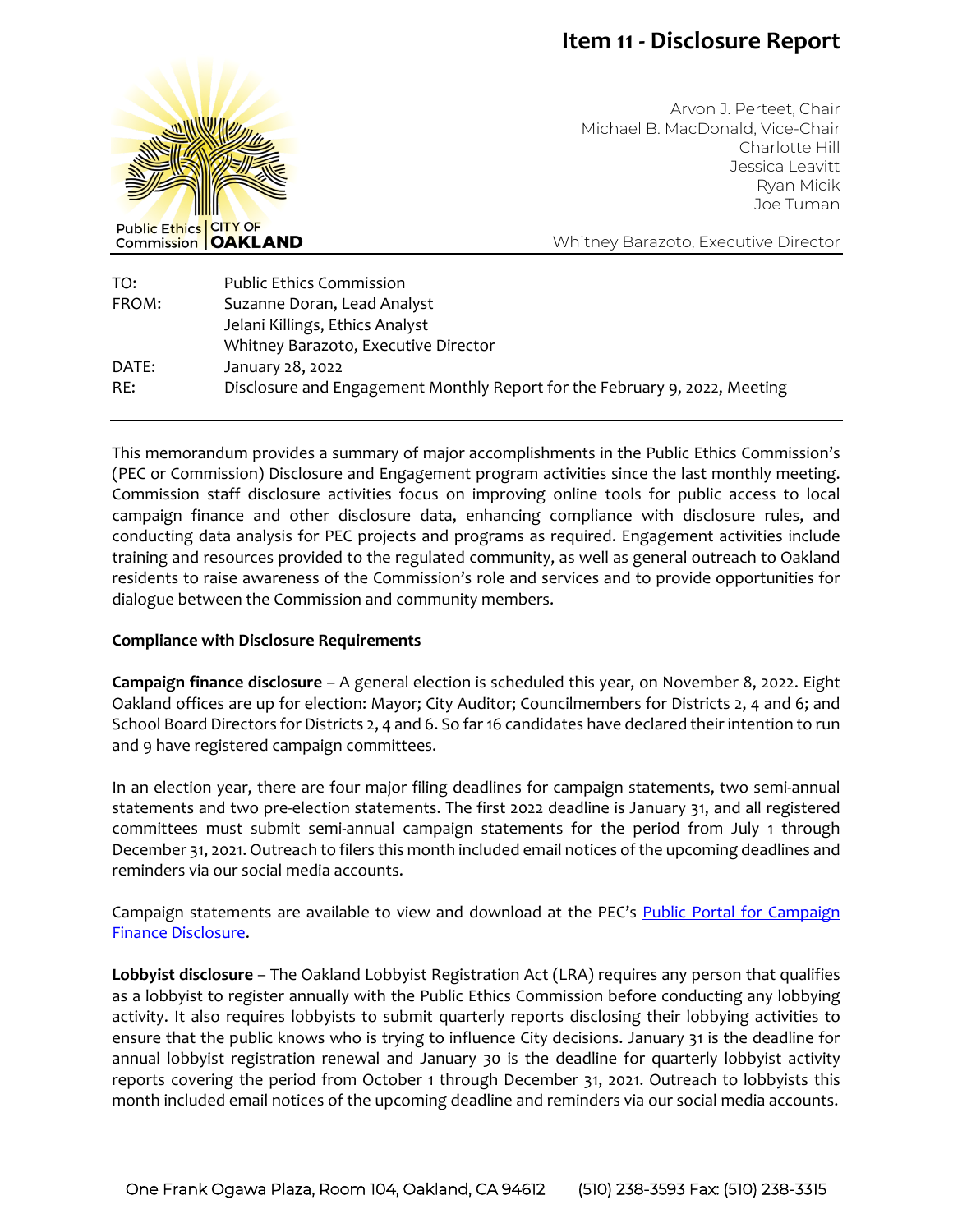# Item 11 - Disclosure Report

Public Ethics Commission | CITY OF OAKLAND

Arvon J. Perteet, Chair
Michael B. MacDonald, Vice-Chair
Charlotte Hill
Jessica Leavitt
Ryan Micik
Joe Tuman

Whitney Barazoto, Executive Director

| | |
|---|---|
| TO: | Public Ethics Commission |
| FROM: | Suzanne Doran, Lead Analyst |
| | Jelani Killings, Ethics Analyst |
| | Whitney Barazoto, Executive Director |
| DATE: | January 28, 2022 |
| RE: | Disclosure and Engagement Monthly Report for the February 9, 2022, Meeting |

This memorandum provides a summary of major accomplishments in the Public Ethics Commission's (PEC or Commission) Disclosure and Engagement program activities since the last monthly meeting. Commission staff disclosure activities focus on improving online tools for public access to local campaign finance and other disclosure data, enhancing compliance with disclosure rules, and conducting data analysis for PEC projects and programs as required. Engagement activities include training and resources provided to the regulated community, as well as general outreach to Oakland residents to raise awareness of the Commission's role and services and to provide opportunities for dialogue between the Commission and community members.

**Compliance with Disclosure Requirements**

**Campaign finance disclosure** – A general election is scheduled this year, on November 8, 2022. Eight Oakland offices are up for election: Mayor; City Auditor; Councilmembers for Districts 2, 4 and 6; and School Board Directors for Districts 2, 4 and 6. So far 16 candidates have declared their intention to run and 9 have registered campaign committees.

In an election year, there are four major filing deadlines for campaign statements, two semi-annual statements and two pre-election statements. The first 2022 deadline is January 31, and all registered committees must submit semi-annual campaign statements for the period from July 1 through December 31, 2021. Outreach to filers this month included email notices of the upcoming deadlines and reminders via our social media accounts.

Campaign statements are available to view and download at the PEC's Public Portal for Campaign Finance Disclosure.

**Lobbyist disclosure** – The Oakland Lobbyist Registration Act (LRA) requires any person that qualifies as a lobbyist to register annually with the Public Ethics Commission before conducting any lobbying activity. It also requires lobbyists to submit quarterly reports disclosing their lobbying activities to ensure that the public knows who is trying to influence City decisions. January 31 is the deadline for annual lobbyist registration renewal and January 30 is the deadline for quarterly lobbyist activity reports covering the period from October 1 through December 31, 2021. Outreach to lobbyists this month included email notices of the upcoming deadline and reminders via our social media accounts.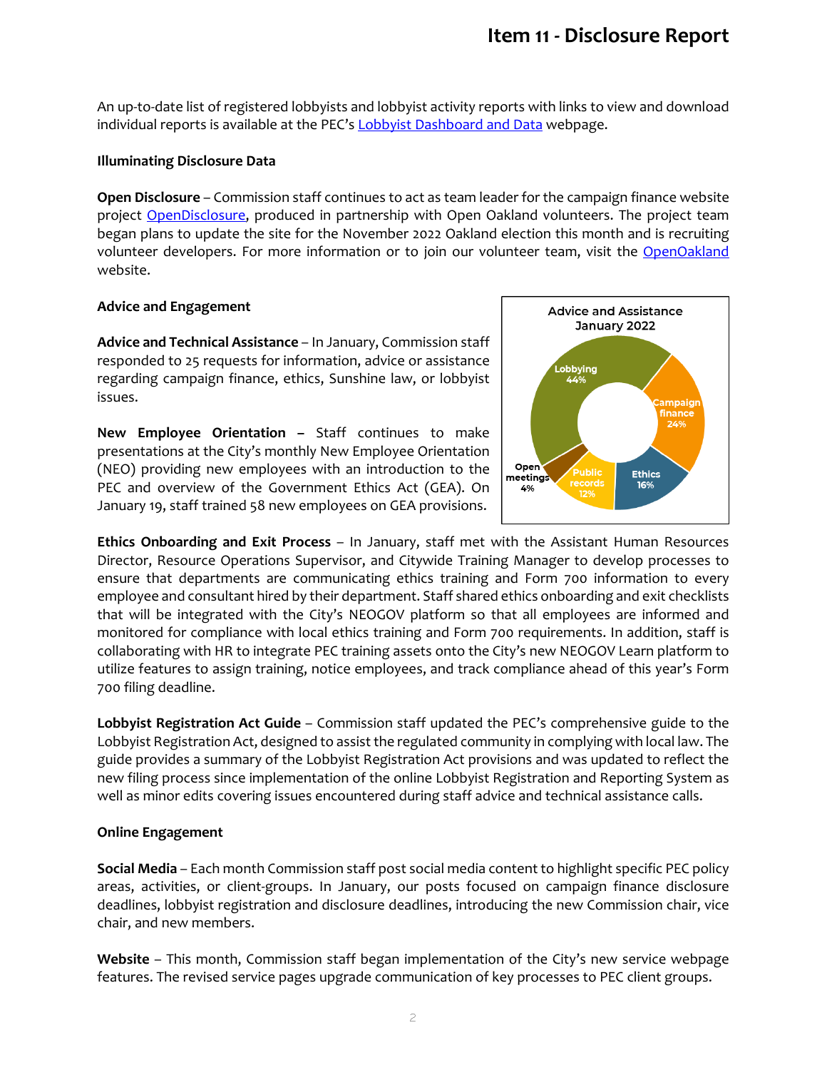# Item 11 - Disclosure Report

An up-to-date list of registered lobbyists and lobbyist activity reports with links to view and download individual reports is available at the PEC's Lobbyist Dashboard and Data webpage.

### Illuminating Disclosure Data

**Open Disclosure** – Commission staff continues to act as team leader for the campaign finance website project OpenDisclosure, produced in partnership with Open Oakland volunteers. The project team began plans to update the site for the November 2022 Oakland election this month and is recruiting volunteer developers. For more information or to join our volunteer team, visit the OpenOakland website.

### Advice and Engagement

**Advice and Technical Assistance** – In January, Commission staff responded to 25 requests for information, advice or assistance regarding campaign finance, ethics, Sunshine law, or lobbyist issues.

Advice and Assistance
January 2022

Lobbying 44%
Campaign finance 24%
Ethics 16%
Public records 12%
Open meetings 4%

**New Employee Orientation** – Staff continues to make presentations at the City's monthly New Employee Orientation (NEO) providing new employees with an introduction to the PEC and overview of the Government Ethics Act (GEA). On January 19, staff trained 58 new employees on GEA provisions.

**Ethics Onboarding and Exit Process** – In January, staff met with the Assistant Human Resources Director, Resource Operations Supervisor, and Citywide Training Manager to develop processes to ensure that departments are communicating ethics training and Form 700 information to every employee and consultant hired by their department. Staff shared ethics onboarding and exit checklists that will be integrated with the City's NEOGOV platform so that all employees are informed and monitored for compliance with local ethics training and Form 700 requirements. In addition, staff is collaborating with HR to integrate PEC training assets onto the City's new NEOGOV Learn platform to utilize features to assign training, notice employees, and track compliance ahead of this year's Form 700 filing deadline.

**Lobbyist Registration Act Guide** – Commission staff updated the PEC's comprehensive guide to the Lobbyist Registration Act, designed to assist the regulated community in complying with local law. The guide provides a summary of the Lobbyist Registration Act provisions and was updated to reflect the new filing process since implementation of the online Lobbyist Registration and Reporting System as well as minor edits covering issues encountered during staff advice and technical assistance calls.

### Online Engagement

**Social Media** – Each month Commission staff post social media content to highlight specific PEC policy areas, activities, or client-groups. In January, our posts focused on campaign finance disclosure deadlines, lobbyist registration and disclosure deadlines, introducing the new Commission chair, vice chair, and new members.

**Website** – This month, Commission staff began implementation of the City's new service webpage features. The revised service pages upgrade communication of key processes to PEC client groups.